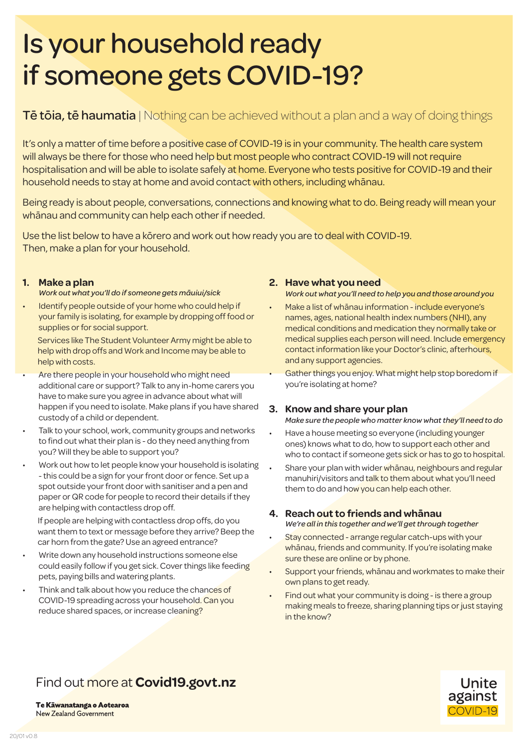# Is your household ready if someone gets COVID-19?

**Tē tōia, tē haumatia** | Nothing can be achieved without a plan and a way of doing things

It's only a matter of time before a positive case of COVID-19 is in your community. The health care system will always be there for those who need help but most people who contract COVID-19 will not require hospitalisation and will be able to isolate safely at home. Everyone who tests positive for COVID-19 and their household needs to stay at home and avoid contact with others, including whānau.

Being ready is about people, conversations, connections and knowing what to do. Being ready will mean your whānau and community can help each other if needed.

Use the list below to have a kōrero and work out how ready you are to deal with COVID-19. Then, make a plan for your household.

## 1. Make a plan

*Work out what you'll do if someone gets māuiui/sick*

- Identify people outside of your home who could help if your family is isolating, for example by dropping off food or supplies or for social support.

  Services like The Student Volunteer Army might be able to help with drop offs and Work and Income may be able to help with costs.
- Are there people in your household who might need additional care or support? Talk to any in-home carers you have to make sure you agree in advance about what will happen if you need to isolate. Make plans if you have shared custody of a child or dependent.
- Talk to your school, work, community groups and networks to find out what their plan is - do they need anything from you? Will they be able to support you?
- Work out how to let people know your household is isolating - this could be a sign for your front door or fence. Set up a spot outside your front door with sanitiser and a pen and paper or QR code for people to record their details if they are helping with contactless drop off.

  If people are helping with contactless drop offs, do you want them to text or message before they arrive? Beep the car horn from the gate? Use an agreed entrance?
- Write down any household instructions someone else could easily follow if you get sick. Cover things like feeding pets, paying bills and watering plants.
- Think and talk about how you reduce the chances of COVID-19 spreading across your household. Can you reduce shared spaces, or increase cleaning?

## 2. Have what you need

*Work out what you'll need to help you and those around you*

- Make a list of whānau information - include everyone's names, ages, national health index numbers (NHI), any medical conditions and medication they normally take or medical supplies each person will need. Include emergency contact information like your Doctor's clinic, afterhours, and any support agencies.
- Gather things you enjoy. What might help stop boredom if you're isolating at home?

## 3. Know and share your plan

*Make sure the people who matter know what they'll need to do*

- Have a house meeting so everyone (including younger ones) knows what to do, how to support each other and who to contact if someone gets sick or has to go to hospital.
- Share your plan with wider whānau, neighbours and regular manuhiri/visitors and talk to them about what you'll need them to do and how you can help each other.

## 4. Reach out to friends and whānau

*We're all in this together and we'll get through together*

- Stay connected - arrange regular catch-ups with your whānau, friends and community. If you're isolating make sure these are online or by phone.
- Support your friends, whānau and workmates to make their own plans to get ready.
- Find out what your community is doing - is there a group making meals to freeze, sharing planning tips or just staying in the know?

Find out more at **Covid19.govt.nz**

**Te Kāwanatanga o Aotearoa**
New Zealand Government

Unite against COVID-19

20/01 v0.8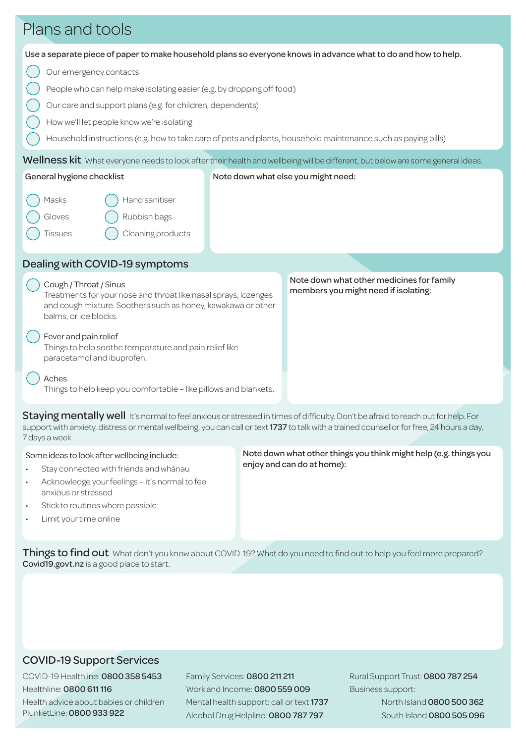# Plans and tools

Use a separate piece of paper to make household plans so everyone knows in advance what to do and how to help.

- Our emergency contacts
- People who can help make isolating easier (e.g. by dropping off food)
- Our care and support plans (e.g. for children, dependents)
- How we'll let people know we're isolating
- Household instructions (e.g. how to take care of pets and plants, household maintenance such as paying bills)

## Wellness kit

What everyone needs to look after their health and wellbeing will be different, but below are some general ideas.

**General hygiene checklist**

- Masks
- Gloves
- Tissues
- Hand sanitiser
- Rubbish bags
- Cleaning products

**Note down what else you might need:**

## Dealing with COVID-19 symptoms

- Cough / Throat / Sinus
  Treatments for your nose and throat like nasal sprays, lozenges and cough mixture. Soothers such as honey, kawakawa or other balms, or ice blocks.
- Fever and pain relief
  Things to help soothe temperature and pain relief like paracetamol and ibuprofen.
- Aches
  Things to help keep you comfortable – like pillows and blankets.

**Note down what other medicines for family members you might need if isolating:**

## Staying mentally well

It's normal to feel anxious or stressed in times of difficulty. Don't be afraid to reach out for help. For support with anxiety, distress or mental wellbeing, you can call or text **1737** to talk with a trained counsellor for free, 24 hours a day, 7 days a week.

Some ideas to look after wellbeing include:

- Stay connected with friends and whānau
- Acknowledge your feelings – it's normal to feel anxious or stressed
- Stick to routines where possible
- Limit your time online

**Note down what other things you think might help (e.g. things you enjoy and can do at home):**

## Things to find out

What don't you know about COVID-19? What do you need to find out to help you feel more prepared? **Covid19.govt.nz** is a good place to start.

## COVID-19 Support Services

COVID-19 Healthline: **0800 358 5453**
Healthline: **0800 611 116**
Health advice about babies or children PlunketLine: **0800 933 922**

Family Services: **0800 211 211**
Work and Income: **0800 559 009**
Mental health support: call or text **1737**
Alcohol Drug Helpline: **0800 787 797**

Rural Support Trust: **0800 787 254**
Business support:
North Island **0800 500 362**
South Island **0800 505 096**